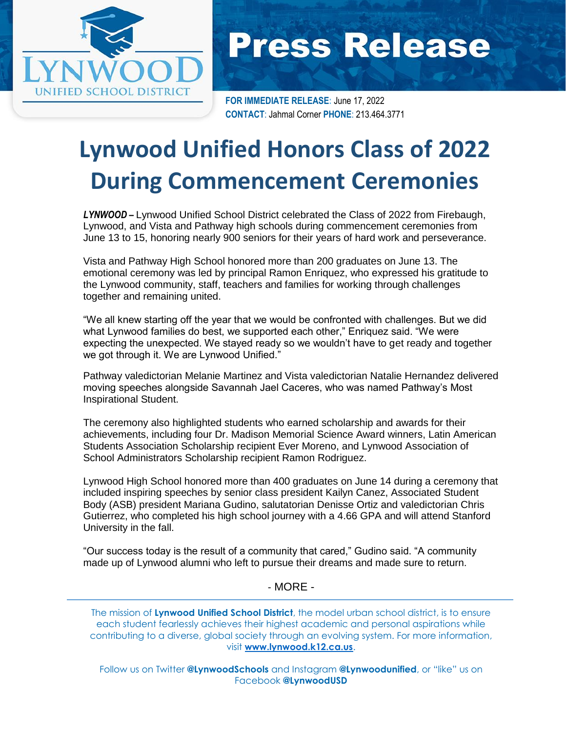# Press Release

**FOR IMMEDIATE RELEASE**: June 17, 2022
**CONTACT**: Jahmal Corner **PHONE**: 213.464.3771

# Lynwood Unified Honors Class of 2022 During Commencement Ceremonies

***LYNWOOD –*** Lynwood Unified School District celebrated the Class of 2022 from Firebaugh, Lynwood, and Vista and Pathway high schools during commencement ceremonies from June 13 to 15, honoring nearly 900 seniors for their years of hard work and perseverance.

Vista and Pathway High School honored more than 200 graduates on June 13. The emotional ceremony was led by principal Ramon Enriquez, who expressed his gratitude to the Lynwood community, staff, teachers and families for working through challenges together and remaining united.

"We all knew starting off the year that we would be confronted with challenges. But we did what Lynwood families do best, we supported each other," Enriquez said. "We were expecting the unexpected. We stayed ready so we wouldn't have to get ready and together we got through it. We are Lynwood Unified."

Pathway valedictorian Melanie Martinez and Vista valedictorian Natalie Hernandez delivered moving speeches alongside Savannah Jael Caceres, who was named Pathway's Most Inspirational Student.

The ceremony also highlighted students who earned scholarship and awards for their achievements, including four Dr. Madison Memorial Science Award winners, Latin American Students Association Scholarship recipient Ever Moreno, and Lynwood Association of School Administrators Scholarship recipient Ramon Rodriguez.

Lynwood High School honored more than 400 graduates on June 14 during a ceremony that included inspiring speeches by senior class president Kailyn Canez, Associated Student Body (ASB) president Mariana Gudino, salutatorian Denisse Ortiz and valedictorian Chris Gutierrez, who completed his high school journey with a 4.66 GPA and will attend Stanford University in the fall.

"Our success today is the result of a community that cared," Gudino said. "A community made up of Lynwood alumni who left to pursue their dreams and made sure to return.

- MORE -

The mission of **Lynwood Unified School District**, the model urban school district, is to ensure each student fearlessly achieves their highest academic and personal aspirations while contributing to a diverse, global society through an evolving system. For more information, visit **www.lynwood.k12.ca.us**.

Follow us on Twitter **@LynwoodSchools** and Instagram **@Lynwoodunified**, or "like" us on Facebook **@LynwoodUSD**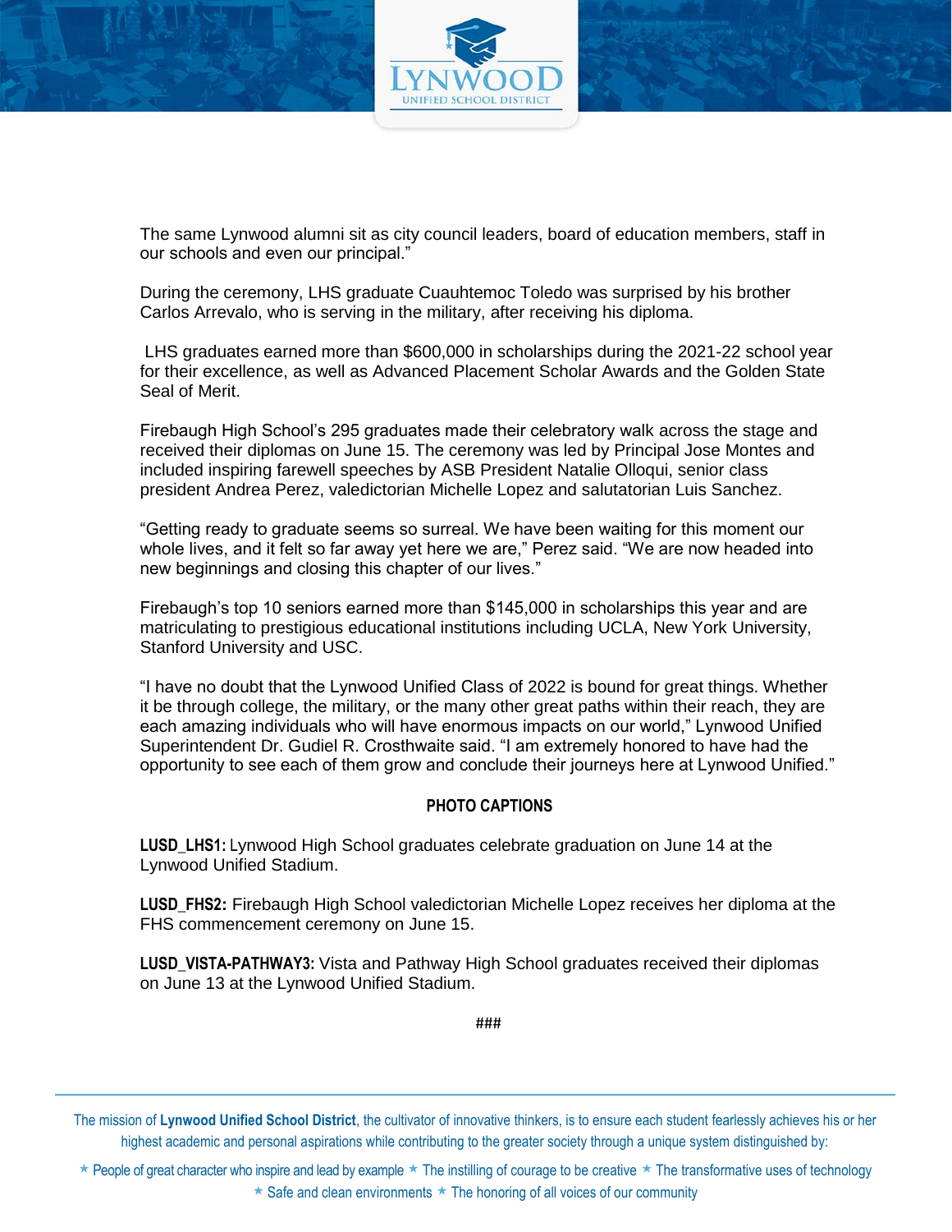The same Lynwood alumni sit as city council leaders, board of education members, staff in our schools and even our principal."

During the ceremony, LHS graduate Cuauhtemoc Toledo was surprised by his brother Carlos Arrevalo, who is serving in the military, after receiving his diploma.

LHS graduates earned more than $600,000 in scholarships during the 2021-22 school year for their excellence, as well as Advanced Placement Scholar Awards and the Golden State Seal of Merit.

Firebaugh High School's 295 graduates made their celebratory walk across the stage and received their diplomas on June 15. The ceremony was led by Principal Jose Montes and included inspiring farewell speeches by ASB President Natalie Olloqui, senior class president Andrea Perez, valedictorian Michelle Lopez and salutatorian Luis Sanchez.

"Getting ready to graduate seems so surreal. We have been waiting for this moment our whole lives, and it felt so far away yet here we are," Perez said. "We are now headed into new beginnings and closing this chapter of our lives."

Firebaugh's top 10 seniors earned more than $145,000 in scholarships this year and are matriculating to prestigious educational institutions including UCLA, New York University, Stanford University and USC.

"I have no doubt that the Lynwood Unified Class of 2022 is bound for great things. Whether it be through college, the military, or the many other great paths within their reach, they are each amazing individuals who will have enormous impacts on our world," Lynwood Unified Superintendent Dr. Gudiel R. Crosthwaite said. "I am extremely honored to have had the opportunity to see each of them grow and conclude their journeys here at Lynwood Unified."

**PHOTO CAPTIONS**

**LUSD_LHS1:** Lynwood High School graduates celebrate graduation on June 14 at the Lynwood Unified Stadium.

**LUSD_FHS2:** Firebaugh High School valedictorian Michelle Lopez receives her diploma at the FHS commencement ceremony on June 15.

**LUSD_VISTA-PATHWAY3:** Vista and Pathway High School graduates received their diplomas on June 13 at the Lynwood Unified Stadium.

###

The mission of **Lynwood Unified School District**, the cultivator of innovative thinkers, is to ensure each student fearlessly achieves his or her highest academic and personal aspirations while contributing to the greater society through a unique system distinguished by:

★ People of great character who inspire and lead by example ★ The instilling of courage to be creative ★ The transformative uses of technology ★ Safe and clean environments ★ The honoring of all voices of our community